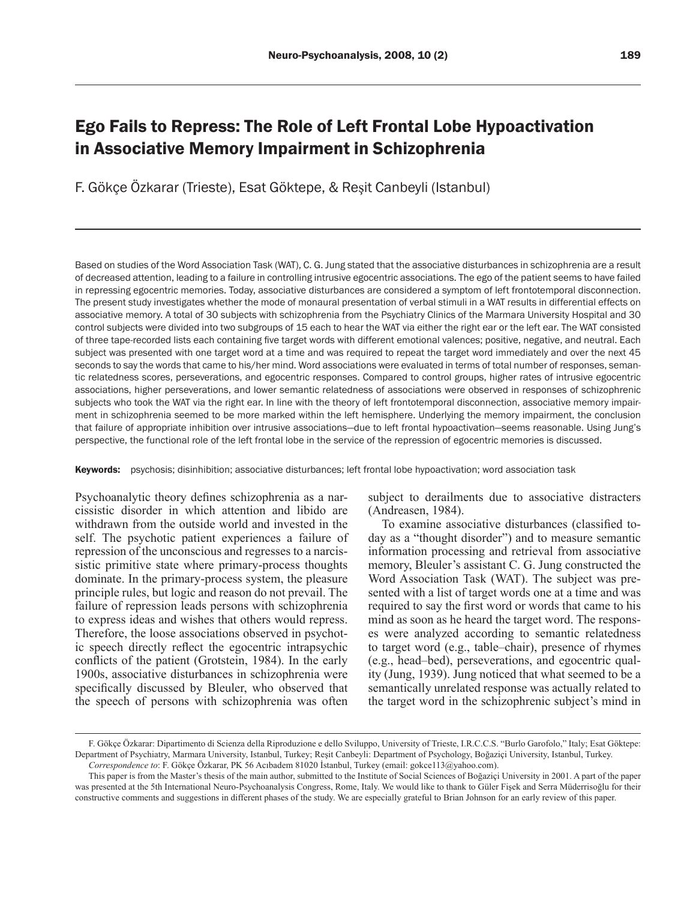# Ego Fails to Repress: The Role of Left Frontal Lobe Hypoactivation in Associative Memory Impairment in Schizophrenia

F. Gökçe Özkarar (Trieste), Esat Göktepe, & Reşit Canbeyli (Istanbul)

Based on studies of the Word Association Task (WAT), C. G. Jung stated that the associative disturbances in schizophrenia are a result of decreased attention, leading to a failure in controlling intrusive egocentric associations. The ego of the patient seems to have failed in repressing egocentric memories. Today, associative disturbances are considered a symptom of left frontotemporal disconnection. The present study investigates whether the mode of monaural presentation of verbal stimuli in a WAT results in differential effects on associative memory. A total of 30 subjects with schizophrenia from the Psychiatry Clinics of the Marmara University Hospital and 30 control subjects were divided into two subgroups of 15 each to hear the WAT via either the right ear or the left ear. The WAT consisted of three tape-recorded lists each containing five target words with different emotional valences; positive, negative, and neutral. Each subject was presented with one target word at a time and was required to repeat the target word immediately and over the next 45 seconds to say the words that came to his/her mind. Word associations were evaluated in terms of total number of responses, semantic relatedness scores, perseverations, and egocentric responses. Compared to control groups, higher rates of intrusive egocentric associations, higher perseverations, and lower semantic relatedness of associations were observed in responses of schizophrenic subjects who took the WAT via the right ear. In line with the theory of left frontotemporal disconnection, associative memory impairment in schizophrenia seemed to be more marked within the left hemisphere. Underlying the memory impairment, the conclusion that failure of appropriate inhibition over intrusive associations—due to left frontal hypoactivation—seems reasonable. Using Jung's perspective, the functional role of the left frontal lobe in the service of the repression of egocentric memories is discussed.

**Keywords:** psychosis; disinhibition; associative disturbances; left frontal lobe hypoactivation; word association task

Psychoanalytic theory defines schizophrenia as a narcissistic disorder in which attention and libido are withdrawn from the outside world and invested in the self. The psychotic patient experiences a failure of repression of the unconscious and regresses to a narcissistic primitive state where primary-process thoughts dominate. In the primary-process system, the pleasure principle rules, but logic and reason do not prevail. The failure of repression leads persons with schizophrenia to express ideas and wishes that others would repress. Therefore, the loose associations observed in psychotic speech directly reflect the egocentric intrapsychic conflicts of the patient (Grotstein, 1984). In the early 1900s, associative disturbances in schizophrenia were specifically discussed by Bleuler, who observed that the speech of persons with schizophrenia was often subject to derailments due to associative distracters (Andreasen, 1984).

To examine associative disturbances (classified today as a "thought disorder") and to measure semantic information processing and retrieval from associative memory, Bleuler's assistant C. G. Jung constructed the Word Association Task (WAT). The subject was presented with a list of target words one at a time and was required to say the first word or words that came to his mind as soon as he heard the target word. The responses were analyzed according to semantic relatedness to target word (e.g., table–chair), presence of rhymes (e.g., head–bed), perseverations, and egocentric quality (Jung, 1939). Jung noticed that what seemed to be a semantically unrelated response was actually related to the target word in the schizophrenic subject's mind in

---

F. Gökçe Özkarar: Dipartimento di Scienza della Riproduzione e dello Sviluppo, University of Trieste, I.R.C.C.S. "Burlo Garofolo," Italy; Esat Göktepe: Department of Psychiatry, Marmara University, Istanbul, Turkey; Reşit Canbeyli: Department of Psychology, Boğaziçi University, Istanbul, Turkey.

*Correspondence to*: F. Gökçe Özkarar, PK 56 Acıbadem 81020 İstanbul, Turkey (email: gokce113@yahoo.com).

This paper is from the Master's thesis of the main author, submitted to the Institute of Social Sciences of Boğaziçi University in 2001. A part of the paper was presented at the 5th International Neuro-Psychoanalysis Congress, Rome, Italy. We would like to thank to Güler Fişek and Serra Müderrisoğlu for their constructive comments and suggestions in different phases of the study. We are especially grateful to Brian Johnson for an early review of this paper.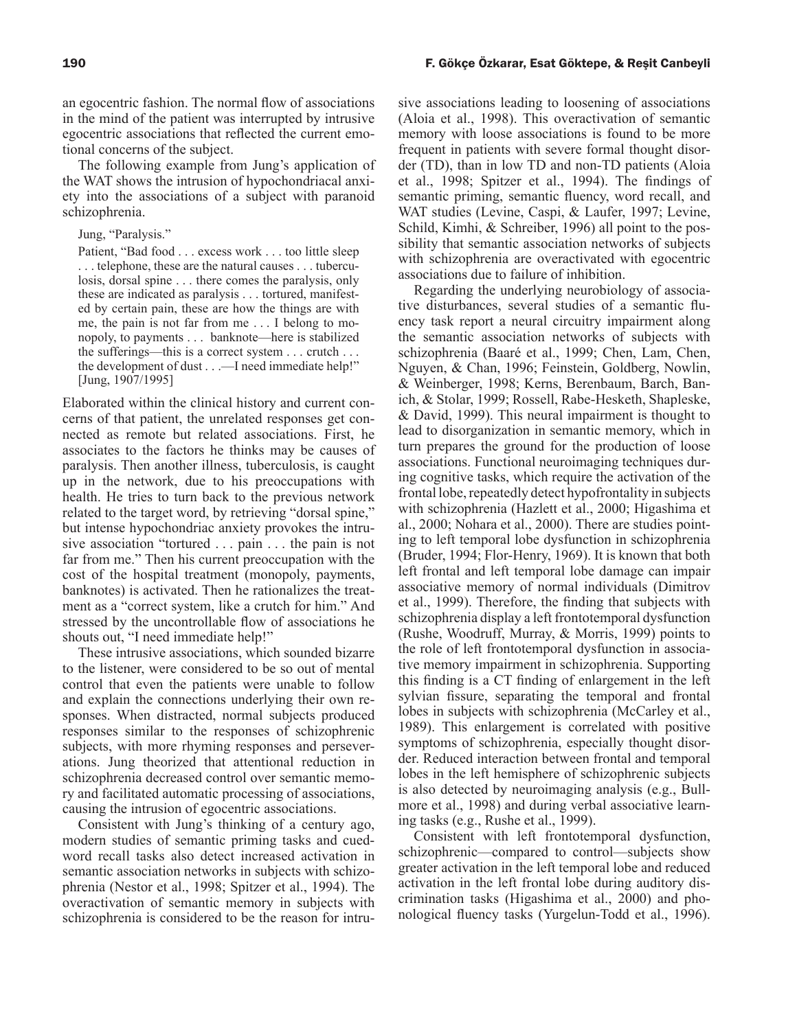an egocentric fashion. The normal flow of associations in the mind of the patient was interrupted by intrusive egocentric associations that reflected the current emotional concerns of the subject.

The following example from Jung's application of the WAT shows the intrusion of hypochondriacal anxiety into the associations of a subject with paranoid schizophrenia.

> Jung, "Paralysis."
>
> Patient, "Bad food . . . excess work . . . too little sleep . . . telephone, these are the natural causes . . . tuberculosis, dorsal spine . . . there comes the paralysis, only these are indicated as paralysis . . . tortured, manifested by certain pain, these are how the things are with me, the pain is not far from me . . . I belong to monopoly, to payments . . . banknote—here is stabilized the sufferings—this is a correct system . . . crutch . . . the development of dust . . .—I need immediate help!" [Jung, 1907/1995]

Elaborated within the clinical history and current concerns of that patient, the unrelated responses get connected as remote but related associations. First, he associates to the factors he thinks may be causes of paralysis. Then another illness, tuberculosis, is caught up in the network, due to his preoccupations with health. He tries to turn back to the previous network related to the target word, by retrieving "dorsal spine," but intense hypochondriac anxiety provokes the intrusive association "tortured . . . pain . . . the pain is not far from me." Then his current preoccupation with the cost of the hospital treatment (monopoly, payments, banknotes) is activated. Then he rationalizes the treatment as a "correct system, like a crutch for him." And stressed by the uncontrollable flow of associations he shouts out, "I need immediate help!"

These intrusive associations, which sounded bizarre to the listener, were considered to be so out of mental control that even the patients were unable to follow and explain the connections underlying their own responses. When distracted, normal subjects produced responses similar to the responses of schizophrenic subjects, with more rhyming responses and perseverations. Jung theorized that attentional reduction in schizophrenia decreased control over semantic memory and facilitated automatic processing of associations, causing the intrusion of egocentric associations.

Consistent with Jung's thinking of a century ago, modern studies of semantic priming tasks and cued-word recall tasks also detect increased activation in semantic association networks in subjects with schizophrenia (Nestor et al., 1998; Spitzer et al., 1994). The overactivation of semantic memory in subjects with schizophrenia is considered to be the reason for intrusive associations leading to loosening of associations (Aloia et al., 1998). This overactivation of semantic memory with loose associations is found to be more frequent in patients with severe formal thought disorder (TD), than in low TD and non-TD patients (Aloia et al., 1998; Spitzer et al., 1994). The findings of semantic priming, semantic fluency, word recall, and WAT studies (Levine, Caspi, & Laufer, 1997; Levine, Schild, Kimhi, & Schreiber, 1996) all point to the possibility that semantic association networks of subjects with schizophrenia are overactivated with egocentric associations due to failure of inhibition.

Regarding the underlying neurobiology of associative disturbances, several studies of a semantic fluency task report a neural circuitry impairment along the semantic association networks of subjects with schizophrenia (Baaré et al., 1999; Chen, Lam, Chen, Nguyen, & Chan, 1996; Feinstein, Goldberg, Nowlin, & Weinberger, 1998; Kerns, Berenbaum, Barch, Banich, & Stolar, 1999; Rossell, Rabe-Hesketh, Shapleske, & David, 1999). This neural impairment is thought to lead to disorganization in semantic memory, which in turn prepares the ground for the production of loose associations. Functional neuroimaging techniques during cognitive tasks, which require the activation of the frontal lobe, repeatedly detect hypofrontality in subjects with schizophrenia (Hazlett et al., 2000; Higashima et al., 2000; Nohara et al., 2000). There are studies pointing to left temporal lobe dysfunction in schizophrenia (Bruder, 1994; Flor-Henry, 1969). It is known that both left frontal and left temporal lobe damage can impair associative memory of normal individuals (Dimitrov et al., 1999). Therefore, the finding that subjects with schizophrenia display a left frontotemporal dysfunction (Rushe, Woodruff, Murray, & Morris, 1999) points to the role of left frontotemporal dysfunction in associative memory impairment in schizophrenia. Supporting this finding is a CT finding of enlargement in the left sylvian fissure, separating the temporal and frontal lobes in subjects with schizophrenia (McCarley et al., 1989). This enlargement is correlated with positive symptoms of schizophrenia, especially thought disorder. Reduced interaction between frontal and temporal lobes in the left hemisphere of schizophrenic subjects is also detected by neuroimaging analysis (e.g., Bullmore et al., 1998) and during verbal associative learning tasks (e.g., Rushe et al., 1999).

Consistent with left frontotemporal dysfunction, schizophrenic—compared to control—subjects show greater activation in the left temporal lobe and reduced activation in the left frontal lobe during auditory discrimination tasks (Higashima et al., 2000) and phonological fluency tasks (Yurgelun-Todd et al., 1996).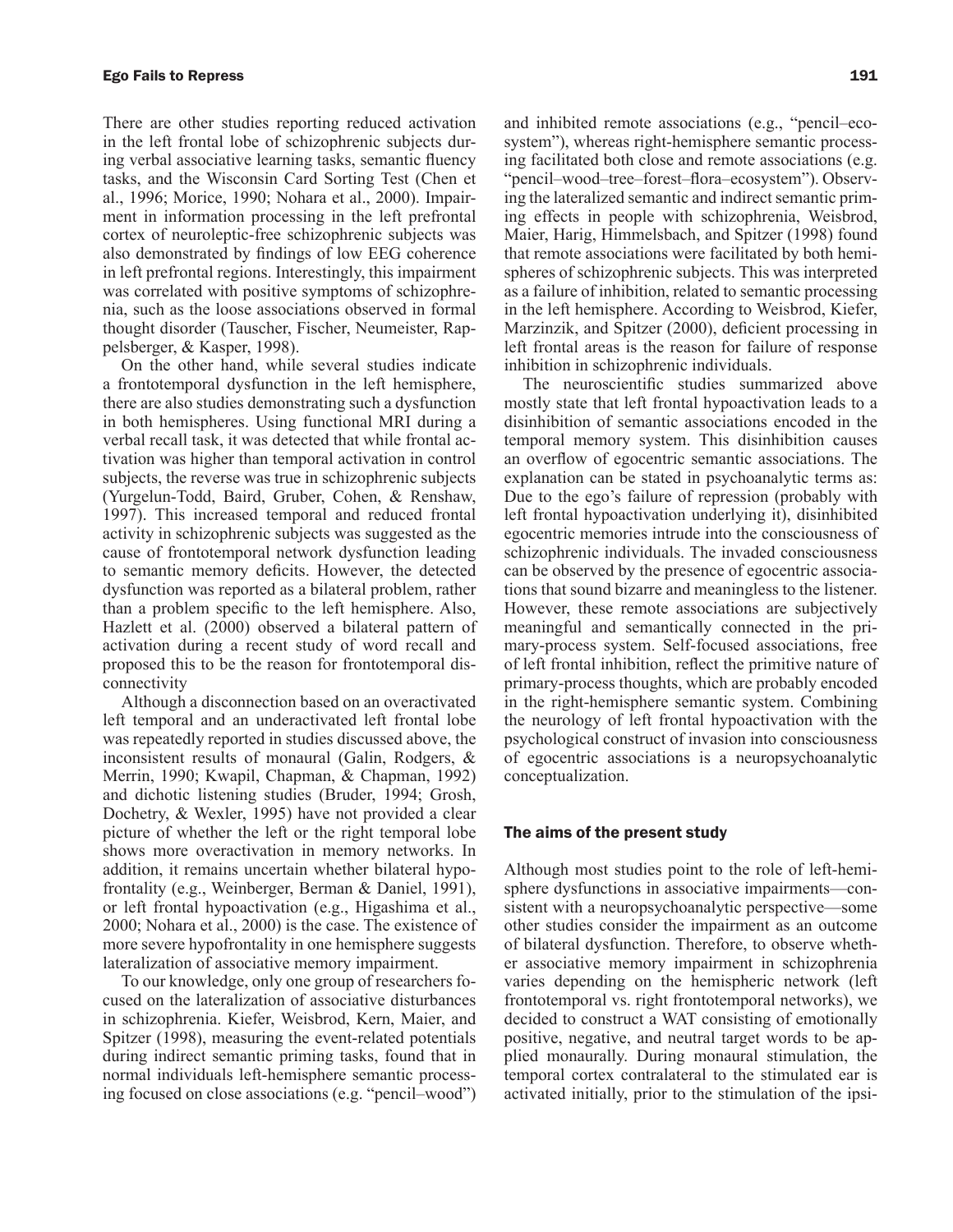There are other studies reporting reduced activation in the left frontal lobe of schizophrenic subjects during verbal associative learning tasks, semantic fluency tasks, and the Wisconsin Card Sorting Test (Chen et al., 1996; Morice, 1990; Nohara et al., 2000). Impairment in information processing in the left prefrontal cortex of neuroleptic-free schizophrenic subjects was also demonstrated by findings of low EEG coherence in left prefrontal regions. Interestingly, this impairment was correlated with positive symptoms of schizophrenia, such as the loose associations observed in formal thought disorder (Tauscher, Fischer, Neumeister, Rappelsberger, & Kasper, 1998).

On the other hand, while several studies indicate a frontotemporal dysfunction in the left hemisphere, there are also studies demonstrating such a dysfunction in both hemispheres. Using functional MRI during a verbal recall task, it was detected that while frontal activation was higher than temporal activation in control subjects, the reverse was true in schizophrenic subjects (Yurgelun-Todd, Baird, Gruber, Cohen, & Renshaw, 1997). This increased temporal and reduced frontal activity in schizophrenic subjects was suggested as the cause of frontotemporal network dysfunction leading to semantic memory deficits. However, the detected dysfunction was reported as a bilateral problem, rather than a problem specific to the left hemisphere. Also, Hazlett et al. (2000) observed a bilateral pattern of activation during a recent study of word recall and proposed this to be the reason for frontotemporal disconnectivity

Although a disconnection based on an overactivated left temporal and an underactivated left frontal lobe was repeatedly reported in studies discussed above, the inconsistent results of monaural (Galin, Rodgers, & Merrin, 1990; Kwapil, Chapman, & Chapman, 1992) and dichotic listening studies (Bruder, 1994; Grosh, Dochetry, & Wexler, 1995) have not provided a clear picture of whether the left or the right temporal lobe shows more overactivation in memory networks. In addition, it remains uncertain whether bilateral hypofrontality (e.g., Weinberger, Berman & Daniel, 1991), or left frontal hypoactivation (e.g., Higashima et al., 2000; Nohara et al., 2000) is the case. The existence of more severe hypofrontality in one hemisphere suggests lateralization of associative memory impairment.

To our knowledge, only one group of researchers focused on the lateralization of associative disturbances in schizophrenia. Kiefer, Weisbrod, Kern, Maier, and Spitzer (1998), measuring the event-related potentials during indirect semantic priming tasks, found that in normal individuals left-hemisphere semantic processing focused on close associations (e.g. "pencil–wood") and inhibited remote associations (e.g., "pencil–ecosystem"), whereas right-hemisphere semantic processing facilitated both close and remote associations (e.g. "pencil–wood–tree–forest–flora–ecosystem"). Observing the lateralized semantic and indirect semantic priming effects in people with schizophrenia, Weisbrod, Maier, Harig, Himmelsbach, and Spitzer (1998) found that remote associations were facilitated by both hemispheres of schizophrenic subjects. This was interpreted as a failure of inhibition, related to semantic processing in the left hemisphere. According to Weisbrod, Kiefer, Marzinzik, and Spitzer (2000), deficient processing in left frontal areas is the reason for failure of response inhibition in schizophrenic individuals.

The neuroscientific studies summarized above mostly state that left frontal hypoactivation leads to a disinhibition of semantic associations encoded in the temporal memory system. This disinhibition causes an overflow of egocentric semantic associations. The explanation can be stated in psychoanalytic terms as: Due to the ego's failure of repression (probably with left frontal hypoactivation underlying it), disinhibited egocentric memories intrude into the consciousness of schizophrenic individuals. The invaded consciousness can be observed by the presence of egocentric associations that sound bizarre and meaningless to the listener. However, these remote associations are subjectively meaningful and semantically connected in the primary-process system. Self-focused associations, free of left frontal inhibition, reflect the primitive nature of primary-process thoughts, which are probably encoded in the right-hemisphere semantic system. Combining the neurology of left frontal hypoactivation with the psychological construct of invasion into consciousness of egocentric associations is a neuropsychoanalytic conceptualization.

## The aims of the present study

Although most studies point to the role of left-hemisphere dysfunctions in associative impairments—consistent with a neuropsychoanalytic perspective—some other studies consider the impairment as an outcome of bilateral dysfunction. Therefore, to observe whether associative memory impairment in schizophrenia varies depending on the hemispheric network (left frontotemporal vs. right frontotemporal networks), we decided to construct a WAT consisting of emotionally positive, negative, and neutral target words to be applied monaurally. During monaural stimulation, the temporal cortex contralateral to the stimulated ear is activated initially, prior to the stimulation of the ipsi-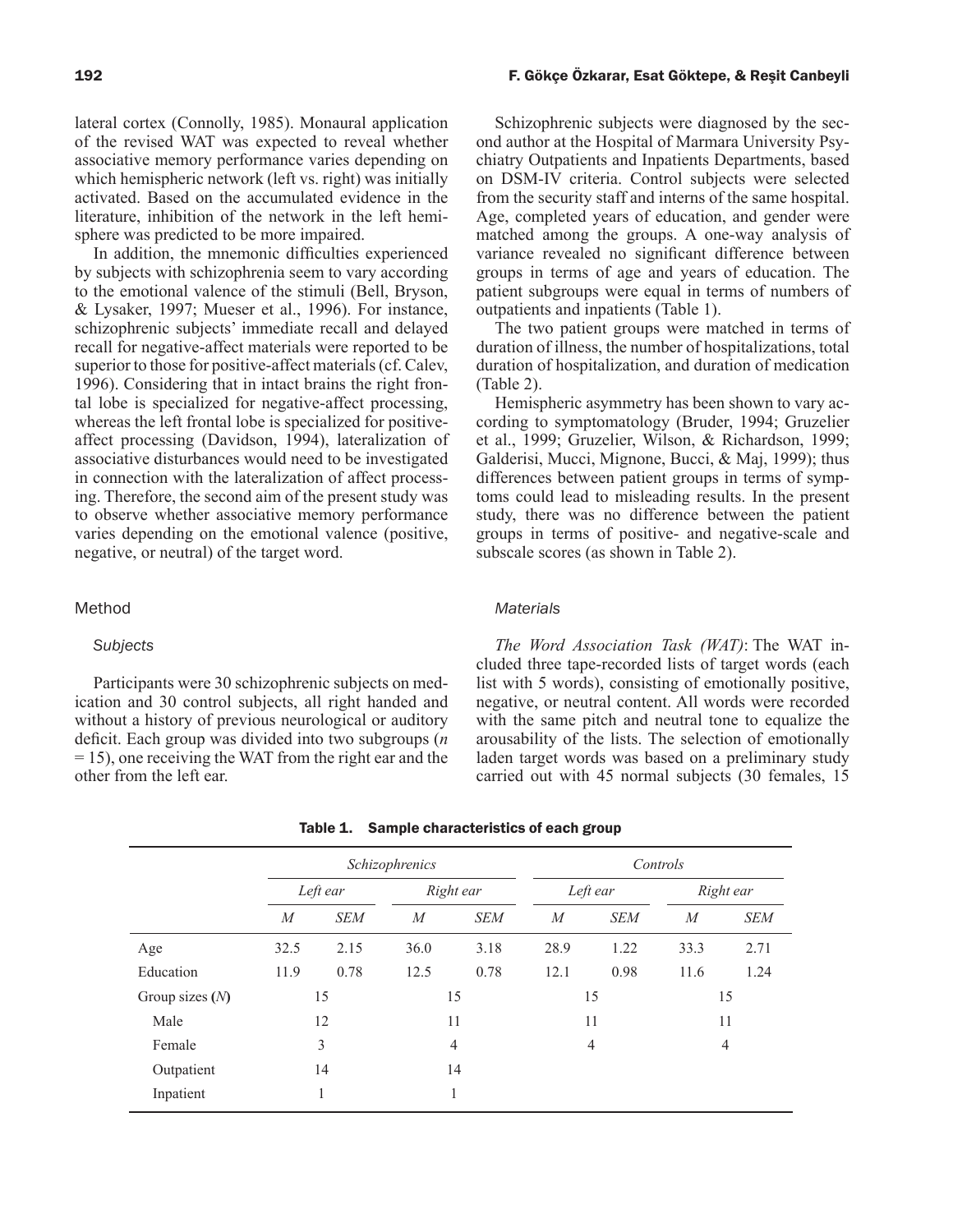lateral cortex (Connolly, 1985). Monaural application of the revised WAT was expected to reveal whether associative memory performance varies depending on which hemispheric network (left vs. right) was initially activated. Based on the accumulated evidence in the literature, inhibition of the network in the left hemisphere was predicted to be more impaired.

In addition, the mnemonic difficulties experienced by subjects with schizophrenia seem to vary according to the emotional valence of the stimuli (Bell, Bryson, & Lysaker, 1997; Mueser et al., 1996). For instance, schizophrenic subjects' immediate recall and delayed recall for negative-affect materials were reported to be superior to those for positive-affect materials (cf. Calev, 1996). Considering that in intact brains the right frontal lobe is specialized for negative-affect processing, whereas the left frontal lobe is specialized for positive-affect processing (Davidson, 1994), lateralization of associative disturbances would need to be investigated in connection with the lateralization of affect processing. Therefore, the second aim of the present study was to observe whether associative memory performance varies depending on the emotional valence (positive, negative, or neutral) of the target word.

## Method

### *Subjects*

Participants were 30 schizophrenic subjects on medication and 30 control subjects, all right handed and without a history of previous neurological or auditory deficit. Each group was divided into two subgroups ($n = 15$), one receiving the WAT from the right ear and the other from the left ear.

Schizophrenic subjects were diagnosed by the second author at the Hospital of Marmara University Psychiatry Outpatients and Inpatients Departments, based on DSM-IV criteria. Control subjects were selected from the security staff and interns of the same hospital. Age, completed years of education, and gender were matched among the groups. A one-way analysis of variance revealed no significant difference between groups in terms of age and years of education. The patient subgroups were equal in terms of numbers of outpatients and inpatients (Table 1).

The two patient groups were matched in terms of duration of illness, the number of hospitalizations, total duration of hospitalization, and duration of medication (Table 2).

Hemispheric asymmetry has been shown to vary according to symptomatology (Bruder, 1994; Gruzelier et al., 1999; Gruzelier, Wilson, & Richardson, 1999; Galderisi, Mucci, Mignone, Bucci, & Maj, 1999); thus differences between patient groups in terms of symptoms could lead to misleading results. In the present study, there was no difference between the patient groups in terms of positive- and negative-scale and subscale scores (as shown in Table 2).

### *Materials*

*The Word Association Task (WAT)*: The WAT included three tape-recorded lists of target words (each list with 5 words), consisting of emotionally positive, negative, or neutral content. All words were recorded with the same pitch and neutral tone to equalize the arousability of the lists. The selection of emotionally laden target words was based on a preliminary study carried out with 45 normal subjects (30 females, 15

**Table 1. Sample characteristics of each group**

| | *Schizophrenics* | | | | *Controls* | | | |
|---|---|---|---|---|---|---|---|---|
| | *Left ear* | | *Right ear* | | *Left ear* | | *Right ear* | |
| | *M* | *SEM* | *M* | *SEM* | *M* | *SEM* | *M* | *SEM* |
| Age | 32.5 | 2.15 | 36.0 | 3.18 | 28.9 | 1.22 | 33.3 | 2.71 |
| Education | 11.9 | 0.78 | 12.5 | 0.78 | 12.1 | 0.98 | 11.6 | 1.24 |
| Group sizes (*N*) | 15 | | 15 | | 15 | | 15 | |
| Male | 12 | | 11 | | 11 | | 11 | |
| Female | 3 | | 4 | | 4 | | 4 | |
| Outpatient | 14 | | 14 | | | | | |
| Inpatient | 1 | | 1 | | | | | |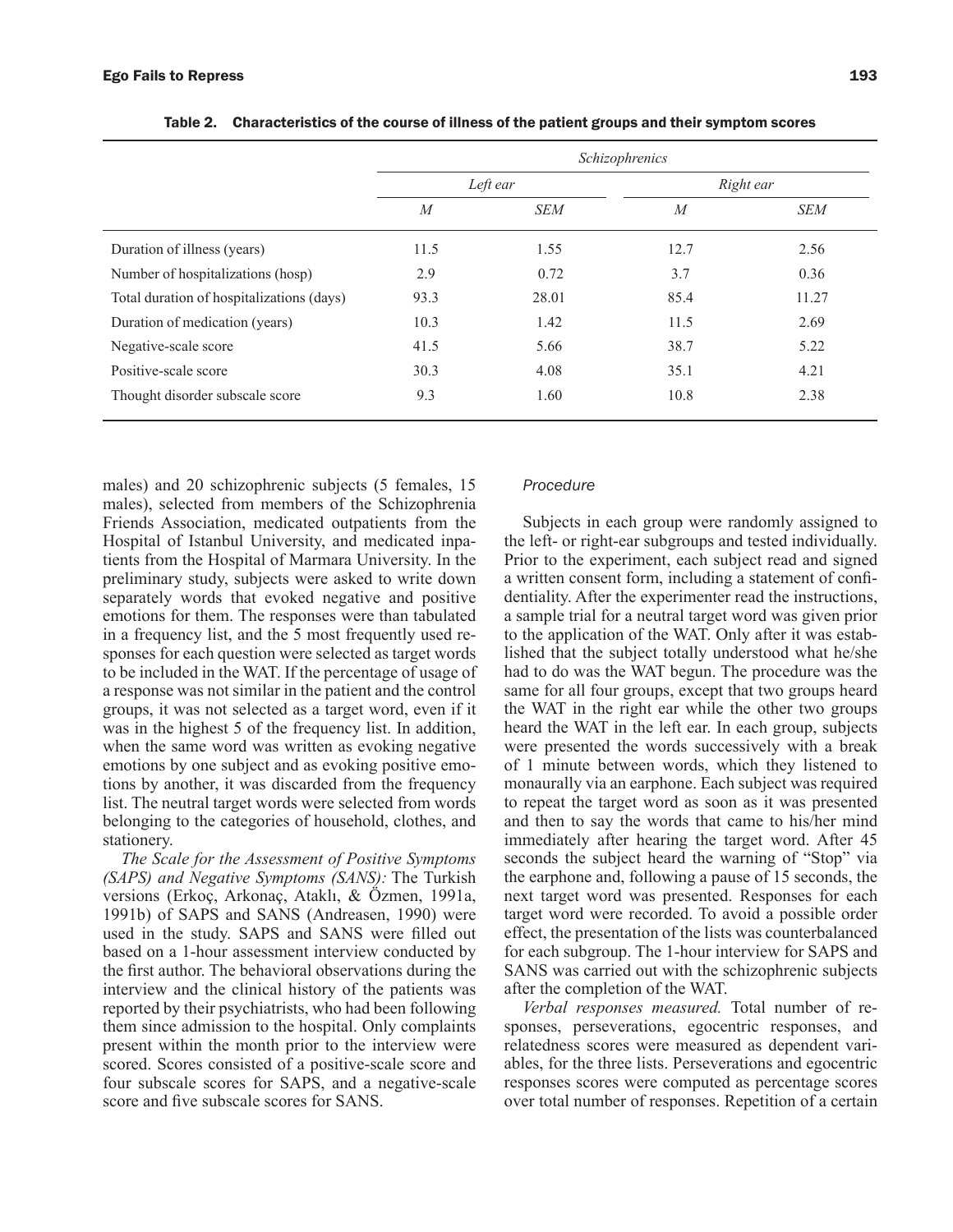Table 2. Characteristics of the course of illness of the patient groups and their symptom scores

| | Schizophrenics | | | |
|---|---|---|---|---|
| | *Left ear* | | *Right ear* | |
| | *M* | *SEM* | *M* | *SEM* |
| Duration of illness (years) | 11.5 | 1.55 | 12.7 | 2.56 |
| Number of hospitalizations (hosp) | 2.9 | 0.72 | 3.7 | 0.36 |
| Total duration of hospitalizations (days) | 93.3 | 28.01 | 85.4 | 11.27 |
| Duration of medication (years) | 10.3 | 1.42 | 11.5 | 2.69 |
| Negative-scale score | 41.5 | 5.66 | 38.7 | 5.22 |
| Positive-scale score | 30.3 | 4.08 | 35.1 | 4.21 |
| Thought disorder subscale score | 9.3 | 1.60 | 10.8 | 2.38 |

males) and 20 schizophrenic subjects (5 females, 15 males), selected from members of the Schizophrenia Friends Association, medicated outpatients from the Hospital of Istanbul University, and medicated inpatients from the Hospital of Marmara University. In the preliminary study, subjects were asked to write down separately words that evoked negative and positive emotions for them. The responses were than tabulated in a frequency list, and the 5 most frequently used responses for each question were selected as target words to be included in the WAT. If the percentage of usage of a response was not similar in the patient and the control groups, it was not selected as a target word, even if it was in the highest 5 of the frequency list. In addition, when the same word was written as evoking negative emotions by one subject and as evoking positive emotions by another, it was discarded from the frequency list. The neutral target words were selected from words belonging to the categories of household, clothes, and stationery.

*The Scale for the Assessment of Positive Symptoms (SAPS) and Negative Symptoms (SANS):* The Turkish versions (Erkoç, Arkonaç, Ataklı, & Özmen, 1991a, 1991b) of SAPS and SANS (Andreasen, 1990) were used in the study. SAPS and SANS were filled out based on a 1-hour assessment interview conducted by the first author. The behavioral observations during the interview and the clinical history of the patients was reported by their psychiatrists, who had been following them since admission to the hospital. Only complaints present within the month prior to the interview were scored. Scores consisted of a positive-scale score and four subscale scores for SAPS, and a negative-scale score and five subscale scores for SANS.

### *Procedure*

Subjects in each group were randomly assigned to the left- or right-ear subgroups and tested individually. Prior to the experiment, each subject read and signed a written consent form, including a statement of confidentiality. After the experimenter read the instructions, a sample trial for a neutral target word was given prior to the application of the WAT. Only after it was established that the subject totally understood what he/she had to do was the WAT begun. The procedure was the same for all four groups, except that two groups heard the WAT in the right ear while the other two groups heard the WAT in the left ear. In each group, subjects were presented the words successively with a break of 1 minute between words, which they listened to monaurally via an earphone. Each subject was required to repeat the target word as soon as it was presented and then to say the words that came to his/her mind immediately after hearing the target word. After 45 seconds the subject heard the warning of "Stop" via the earphone and, following a pause of 15 seconds, the next target word was presented. Responses for each target word were recorded. To avoid a possible order effect, the presentation of the lists was counterbalanced for each subgroup. The 1-hour interview for SAPS and SANS was carried out with the schizophrenic subjects after the completion of the WAT.

*Verbal responses measured.* Total number of responses, perseverations, egocentric responses, and relatedness scores were measured as dependent variables, for the three lists. Perseverations and egocentric responses scores were computed as percentage scores over total number of responses. Repetition of a certain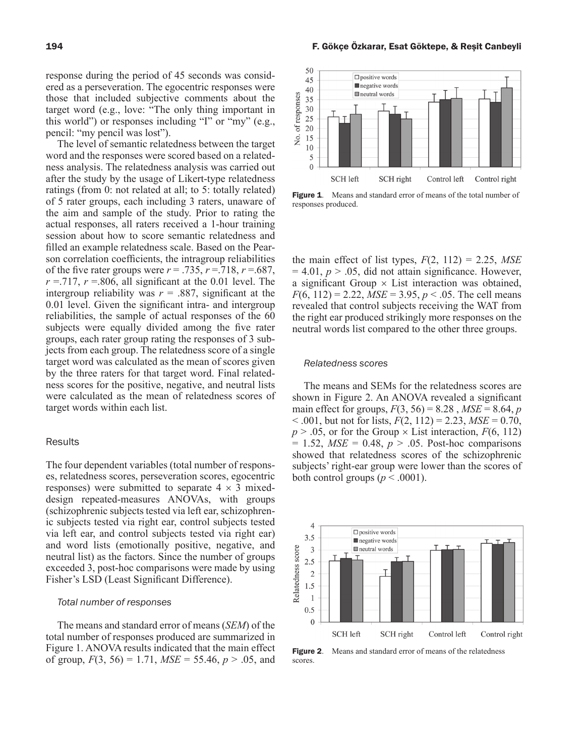response during the period of 45 seconds was considered as a perseveration. The egocentric responses were those that included subjective comments about the target word (e.g., love: "The only thing important in this world") or responses including "I" or "my" (e.g., pencil: "my pencil was lost").

The level of semantic relatedness between the target word and the responses were scored based on a relatedness analysis. The relatedness analysis was carried out after the study by the usage of Likert-type relatedness ratings (from 0: not related at all; to 5: totally related) of 5 rater groups, each including 3 raters, unaware of the aim and sample of the study. Prior to rating the actual responses, all raters received a 1-hour training session about how to score semantic relatedness and filled an example relatedness scale. Based on the Pearson correlation coefficients, the intragroup reliabilities of the five rater groups were $r = .735$, $r = .718$, $r = .687$, $r = .717$, $r = .806$, all significant at the 0.01 level. The intergroup reliability was $r = .887$, significant at the 0.01 level. Given the significant intra- and intergroup reliabilities, the sample of actual responses of the 60 subjects were equally divided among the five rater groups, each rater group rating the responses of 3 subjects from each group. The relatedness score of a single target word was calculated as the mean of scores given by the three raters for that target word. Final relatedness scores for the positive, negative, and neutral lists were calculated as the mean of relatedness scores of target words within each list.

## Results

The four dependent variables (total number of responses, relatedness scores, perseveration scores, egocentric responses) were submitted to separate 4 × 3 mixed-design repeated-measures ANOVAs, with groups (schizophrenic subjects tested via left ear, schizophrenic subjects tested via right ear, control subjects tested via left ear, and control subjects tested via right ear) and word lists (emotionally positive, negative, and neutral list) as the factors. Since the number of groups exceeded 3, post-hoc comparisons were made by using Fisher's LSD (Least Significant Difference).

### *Total number of responses*

The means and standard error of means (*SEM*) of the total number of responses produced are summarized in Figure 1. ANOVA results indicated that the main effect of group, $F(3, 56) = 1.71$, $MSE = 55.46$, $p > .05$, and the main effect of list types, $F(2, 112) = 2.25$, $MSE = 4.01$, $p > .05$, did not attain significance. However, a significant Group × List interaction was obtained, $F(6, 112) = 2.22$, $MSE = 3.95$, $p < .05$. The cell means revealed that control subjects receiving the WAT from the right ear produced strikingly more responses on the neutral words list compared to the other three groups.

**Figure 1**. Means and standard error of means of the total number of responses produced.

### *Relatedness scores*

The means and SEMs for the relatedness scores are shown in Figure 2. An ANOVA revealed a significant main effect for groups, $F(3, 56) = 8.28$, $MSE = 8.64$, $p < .001$, but not for lists, $F(2, 112) = 2.23$, $MSE = 0.70$, $p > .05$, or for the Group × List interaction, $F(6, 112) = 1.52$, $MSE = 0.48$, $p > .05$. Post-hoc comparisons showed that relatedness scores of the schizophrenic subjects' right-ear group were lower than the scores of both control groups ($p < .0001$).

**Figure 2**. Means and standard error of means of the relatedness scores.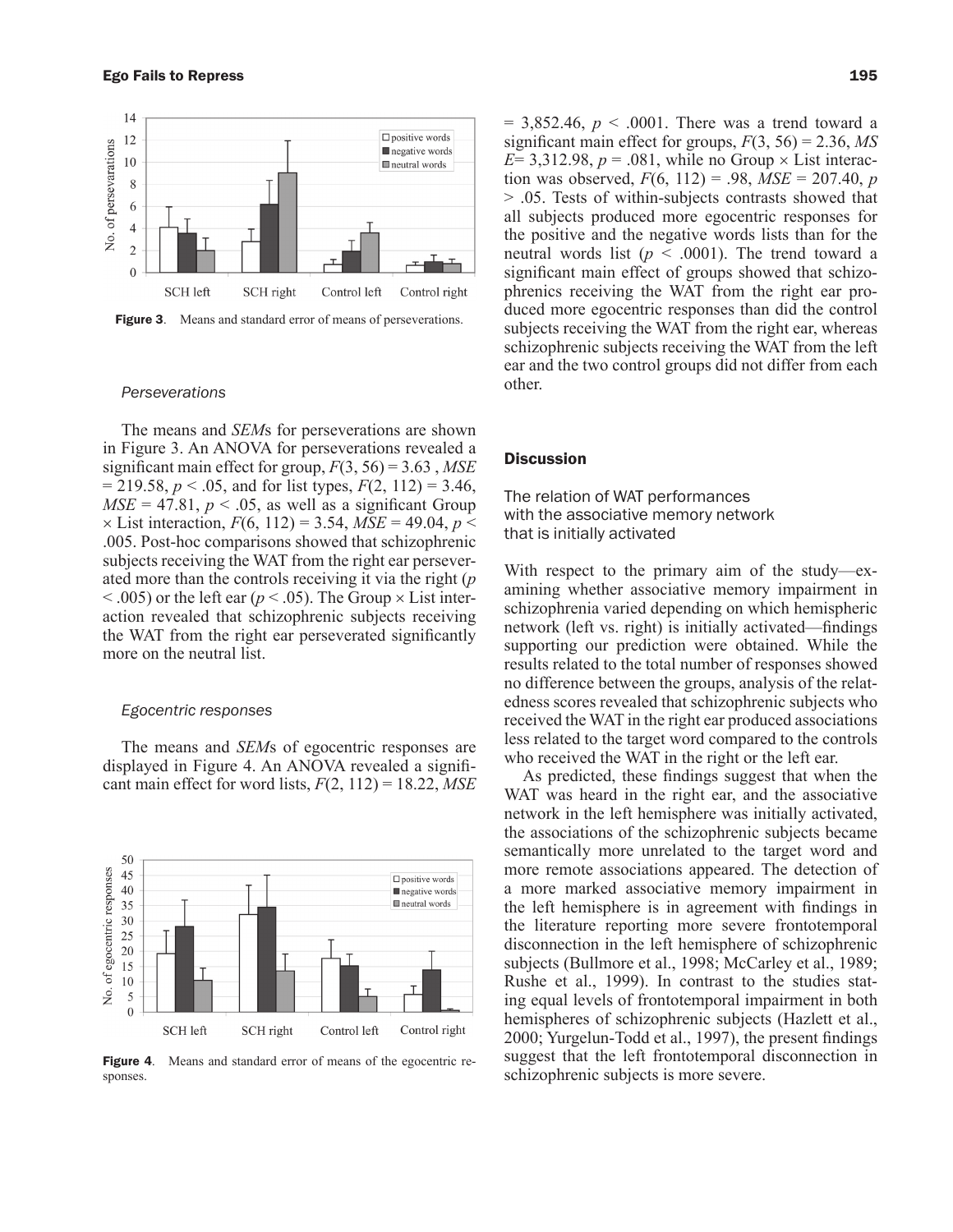Figure 3. Means and standard error of means of perseverations.

### *Perseverations*

The means and *SEM*s for perseverations are shown in Figure 3. An ANOVA for perseverations revealed a significant main effect for group, $F(3, 56) = 3.63$, $MSE = 219.58$, $p < .05$, and for list types, $F(2, 112) = 3.46$, $MSE = 47.81$, $p < .05$, as well as a significant Group × List interaction, $F(6, 112) = 3.54$, $MSE = 49.04$, $p < .005$. Post-hoc comparisons showed that schizophrenic subjects receiving the WAT from the right ear perseverated more than the controls receiving it via the right ($p < .005$) or the left ear ($p < .05$). The Group × List interaction revealed that schizophrenic subjects receiving the WAT from the right ear perseverated significantly more on the neutral list.

### *Egocentric responses*

The means and *SEM*s of egocentric responses are displayed in Figure 4. An ANOVA revealed a significant main effect for word lists, $F(2, 112) = 18.22$, $MSE = 3{,}852.46$, $p < .0001$. There was a trend toward a significant main effect for groups, $F(3, 56) = 2.36$, $MSE = 3{,}312.98$, $p = .081$, while no Group × List interaction was observed, $F(6, 112) = .98$, $MSE = 207.40$, $p > .05$. Tests of within-subjects contrasts showed that all subjects produced more egocentric responses for the positive and the negative words lists than for the neutral words list ($p < .0001$). The trend toward a significant main effect of groups showed that schizophrenics receiving the WAT from the right ear produced more egocentric responses than did the control subjects receiving the WAT from the right ear, whereas schizophrenic subjects receiving the WAT from the left ear and the two control groups did not differ from each other.

Figure 4. Means and standard error of means of the egocentric responses.

## Discussion

### The relation of WAT performances with the associative memory network that is initially activated

With respect to the primary aim of the study—examining whether associative memory impairment in schizophrenia varied depending on which hemispheric network (left vs. right) is initially activated—findings supporting our prediction were obtained. While the results related to the total number of responses showed no difference between the groups, analysis of the relatedness scores revealed that schizophrenic subjects who received the WAT in the right ear produced associations less related to the target word compared to the controls who received the WAT in the right or the left ear.

As predicted, these findings suggest that when the WAT was heard in the right ear, and the associative network in the left hemisphere was initially activated, the associations of the schizophrenic subjects became semantically more unrelated to the target word and more remote associations appeared. The detection of a more marked associative memory impairment in the left hemisphere is in agreement with findings in the literature reporting more severe frontotemporal disconnection in the left hemisphere of schizophrenic subjects (Bullmore et al., 1998; McCarley et al., 1989; Rushe et al., 1999). In contrast to the studies stating equal levels of frontotemporal impairment in both hemispheres of schizophrenic subjects (Hazlett et al., 2000; Yurgelun-Todd et al., 1997), the present findings suggest that the left frontotemporal disconnection in schizophrenic subjects is more severe.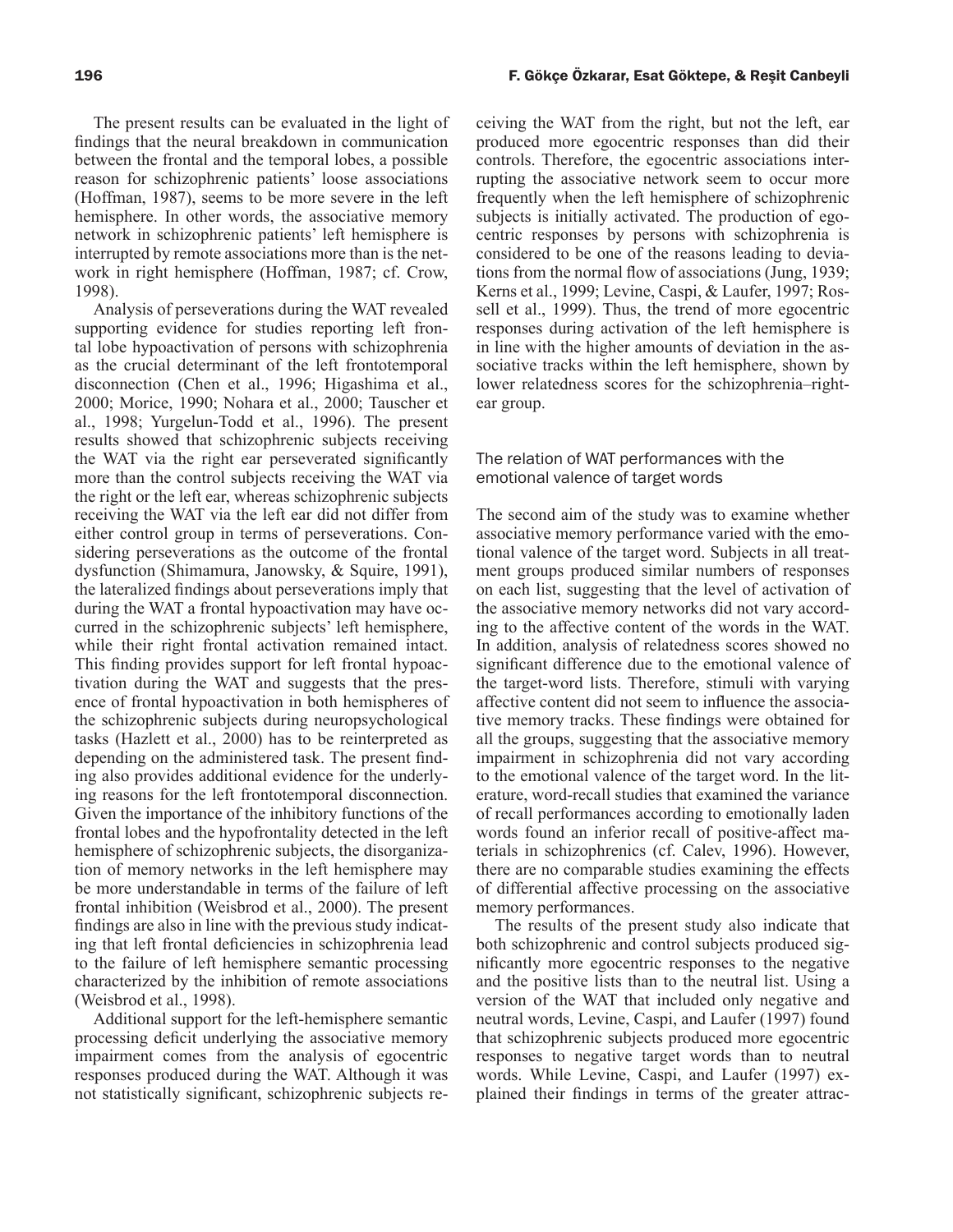The present results can be evaluated in the light of findings that the neural breakdown in communication between the frontal and the temporal lobes, a possible reason for schizophrenic patients' loose associations (Hoffman, 1987), seems to be more severe in the left hemisphere. In other words, the associative memory network in schizophrenic patients' left hemisphere is interrupted by remote associations more than is the network in right hemisphere (Hoffman, 1987; cf. Crow, 1998).

Analysis of perseverations during the WAT revealed supporting evidence for studies reporting left frontal lobe hypoactivation of persons with schizophrenia as the crucial determinant of the left frontotemporal disconnection (Chen et al., 1996; Higashima et al., 2000; Morice, 1990; Nohara et al., 2000; Tauscher et al., 1998; Yurgelun-Todd et al., 1996). The present results showed that schizophrenic subjects receiving the WAT via the right ear perseverated significantly more than the control subjects receiving the WAT via the right or the left ear, whereas schizophrenic subjects receiving the WAT via the left ear did not differ from either control group in terms of perseverations. Considering perseverations as the outcome of the frontal dysfunction (Shimamura, Janowsky, & Squire, 1991), the lateralized findings about perseverations imply that during the WAT a frontal hypoactivation may have occurred in the schizophrenic subjects' left hemisphere, while their right frontal activation remained intact. This finding provides support for left frontal hypoactivation during the WAT and suggests that the presence of frontal hypoactivation in both hemispheres of the schizophrenic subjects during neuropsychological tasks (Hazlett et al., 2000) has to be reinterpreted as depending on the administered task. The present finding also provides additional evidence for the underlying reasons for the left frontotemporal disconnection. Given the importance of the inhibitory functions of the frontal lobes and the hypofrontality detected in the left hemisphere of schizophrenic subjects, the disorganization of memory networks in the left hemisphere may be more understandable in terms of the failure of left frontal inhibition (Weisbrod et al., 2000). The present findings are also in line with the previous study indicating that left frontal deficiencies in schizophrenia lead to the failure of left hemisphere semantic processing characterized by the inhibition of remote associations (Weisbrod et al., 1998).

Additional support for the left-hemisphere semantic processing deficit underlying the associative memory impairment comes from the analysis of egocentric responses produced during the WAT. Although it was not statistically significant, schizophrenic subjects receiving the WAT from the right, but not the left, ear produced more egocentric responses than did their controls. Therefore, the egocentric associations interrupting the associative network seem to occur more frequently when the left hemisphere of schizophrenic subjects is initially activated. The production of egocentric responses by persons with schizophrenia is considered to be one of the reasons leading to deviations from the normal flow of associations (Jung, 1939; Kerns et al., 1999; Levine, Caspi, & Laufer, 1997; Rossell et al., 1999). Thus, the trend of more egocentric responses during activation of the left hemisphere is in line with the higher amounts of deviation in the associative tracks within the left hemisphere, shown by lower relatedness scores for the schizophrenia–right-ear group.

### The relation of WAT performances with the emotional valence of target words

The second aim of the study was to examine whether associative memory performance varied with the emotional valence of the target word. Subjects in all treatment groups produced similar numbers of responses on each list, suggesting that the level of activation of the associative memory networks did not vary according to the affective content of the words in the WAT. In addition, analysis of relatedness scores showed no significant difference due to the emotional valence of the target-word lists. Therefore, stimuli with varying affective content did not seem to influence the associative memory tracks. These findings were obtained for all the groups, suggesting that the associative memory impairment in schizophrenia did not vary according to the emotional valence of the target word. In the literature, word-recall studies that examined the variance of recall performances according to emotionally laden words found an inferior recall of positive-affect materials in schizophrenics (cf. Calev, 1996). However, there are no comparable studies examining the effects of differential affective processing on the associative memory performances.

The results of the present study also indicate that both schizophrenic and control subjects produced significantly more egocentric responses to the negative and the positive lists than to the neutral list. Using a version of the WAT that included only negative and neutral words, Levine, Caspi, and Laufer (1997) found that schizophrenic subjects produced more egocentric responses to negative target words than to neutral words. While Levine, Caspi, and Laufer (1997) explained their findings in terms of the greater attrac-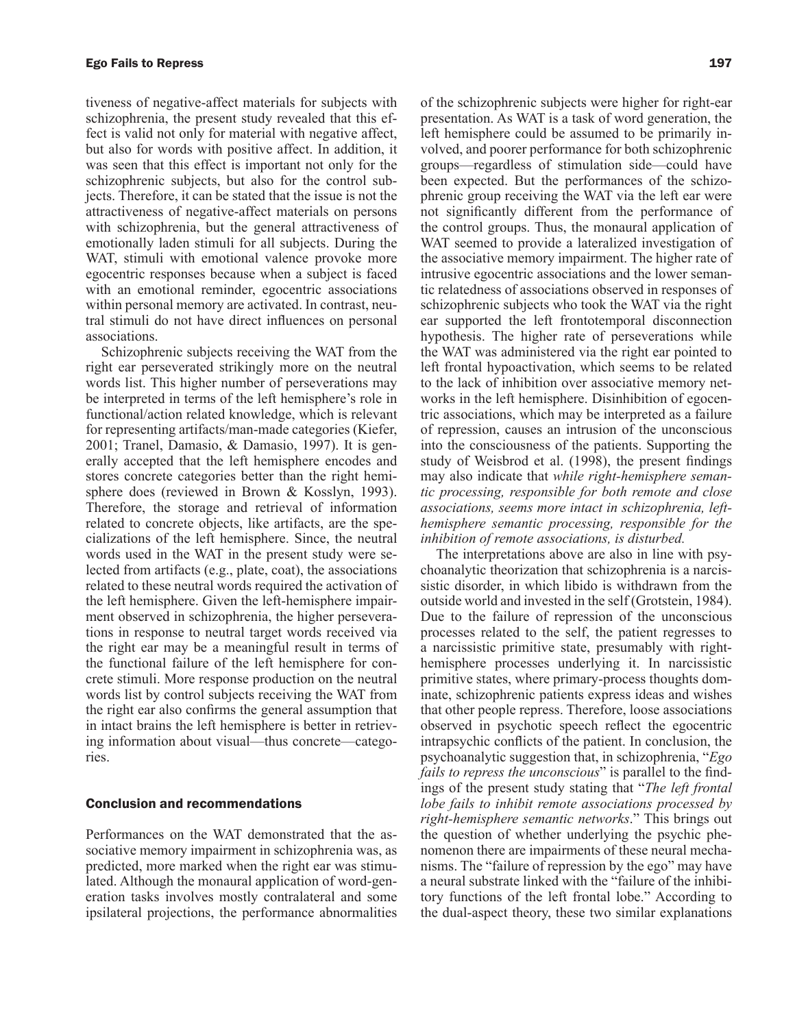tiveness of negative-affect materials for subjects with schizophrenia, the present study revealed that this effect is valid not only for material with negative affect, but also for words with positive affect. In addition, it was seen that this effect is important not only for the schizophrenic subjects, but also for the control subjects. Therefore, it can be stated that the issue is not the attractiveness of negative-affect materials on persons with schizophrenia, but the general attractiveness of emotionally laden stimuli for all subjects. During the WAT, stimuli with emotional valence provoke more egocentric responses because when a subject is faced with an emotional reminder, egocentric associations within personal memory are activated. In contrast, neutral stimuli do not have direct influences on personal associations.

Schizophrenic subjects receiving the WAT from the right ear perseverated strikingly more on the neutral words list. This higher number of perseverations may be interpreted in terms of the left hemisphere's role in functional/action related knowledge, which is relevant for representing artifacts/man-made categories (Kiefer, 2001; Tranel, Damasio, & Damasio, 1997). It is generally accepted that the left hemisphere encodes and stores concrete categories better than the right hemisphere does (reviewed in Brown & Kosslyn, 1993). Therefore, the storage and retrieval of information related to concrete objects, like artifacts, are the specializations of the left hemisphere. Since, the neutral words used in the WAT in the present study were selected from artifacts (e.g., plate, coat), the associations related to these neutral words required the activation of the left hemisphere. Given the left-hemisphere impairment observed in schizophrenia, the higher perseverations in response to neutral target words received via the right ear may be a meaningful result in terms of the functional failure of the left hemisphere for concrete stimuli. More response production on the neutral words list by control subjects receiving the WAT from the right ear also confirms the general assumption that in intact brains the left hemisphere is better in retrieving information about visual—thus concrete—categories.

## Conclusion and recommendations

Performances on the WAT demonstrated that the associative memory impairment in schizophrenia was, as predicted, more marked when the right ear was stimulated. Although the monaural application of word-generation tasks involves mostly contralateral and some ipsilateral projections, the performance abnormalities of the schizophrenic subjects were higher for right-ear presentation. As WAT is a task of word generation, the left hemisphere could be assumed to be primarily involved, and poorer performance for both schizophrenic groups—regardless of stimulation side—could have been expected. But the performances of the schizophrenic group receiving the WAT via the left ear were not significantly different from the performance of the control groups. Thus, the monaural application of WAT seemed to provide a lateralized investigation of the associative memory impairment. The higher rate of intrusive egocentric associations and the lower semantic relatedness of associations observed in responses of schizophrenic subjects who took the WAT via the right ear supported the left frontotemporal disconnection hypothesis. The higher rate of perseverations while the WAT was administered via the right ear pointed to left frontal hypoactivation, which seems to be related to the lack of inhibition over associative memory networks in the left hemisphere. Disinhibition of egocentric associations, which may be interpreted as a failure of repression, causes an intrusion of the unconscious into the consciousness of the patients. Supporting the study of Weisbrod et al. (1998), the present findings may also indicate that *while right-hemisphere semantic processing, responsible for both remote and close associations, seems more intact in schizophrenia, left-hemisphere semantic processing, responsible for the inhibition of remote associations, is disturbed.*

The interpretations above are also in line with psychoanalytic theorization that schizophrenia is a narcissistic disorder, in which libido is withdrawn from the outside world and invested in the self (Grotstein, 1984). Due to the failure of repression of the unconscious processes related to the self, the patient regresses to a narcissistic primitive state, presumably with right-hemisphere processes underlying it. In narcissistic primitive states, where primary-process thoughts dominate, schizophrenic patients express ideas and wishes that other people repress. Therefore, loose associations observed in psychotic speech reflect the egocentric intrapsychic conflicts of the patient. In conclusion, the psychoanalytic suggestion that, in schizophrenia, "*Ego fails to repress the unconscious*" is parallel to the findings of the present study stating that "*The left frontal lobe fails to inhibit remote associations processed by right-hemisphere semantic networks*." This brings out the question of whether underlying the psychic phenomenon there are impairments of these neural mechanisms. The "failure of repression by the ego" may have a neural substrate linked with the "failure of the inhibitory functions of the left frontal lobe." According to the dual-aspect theory, these two similar explanations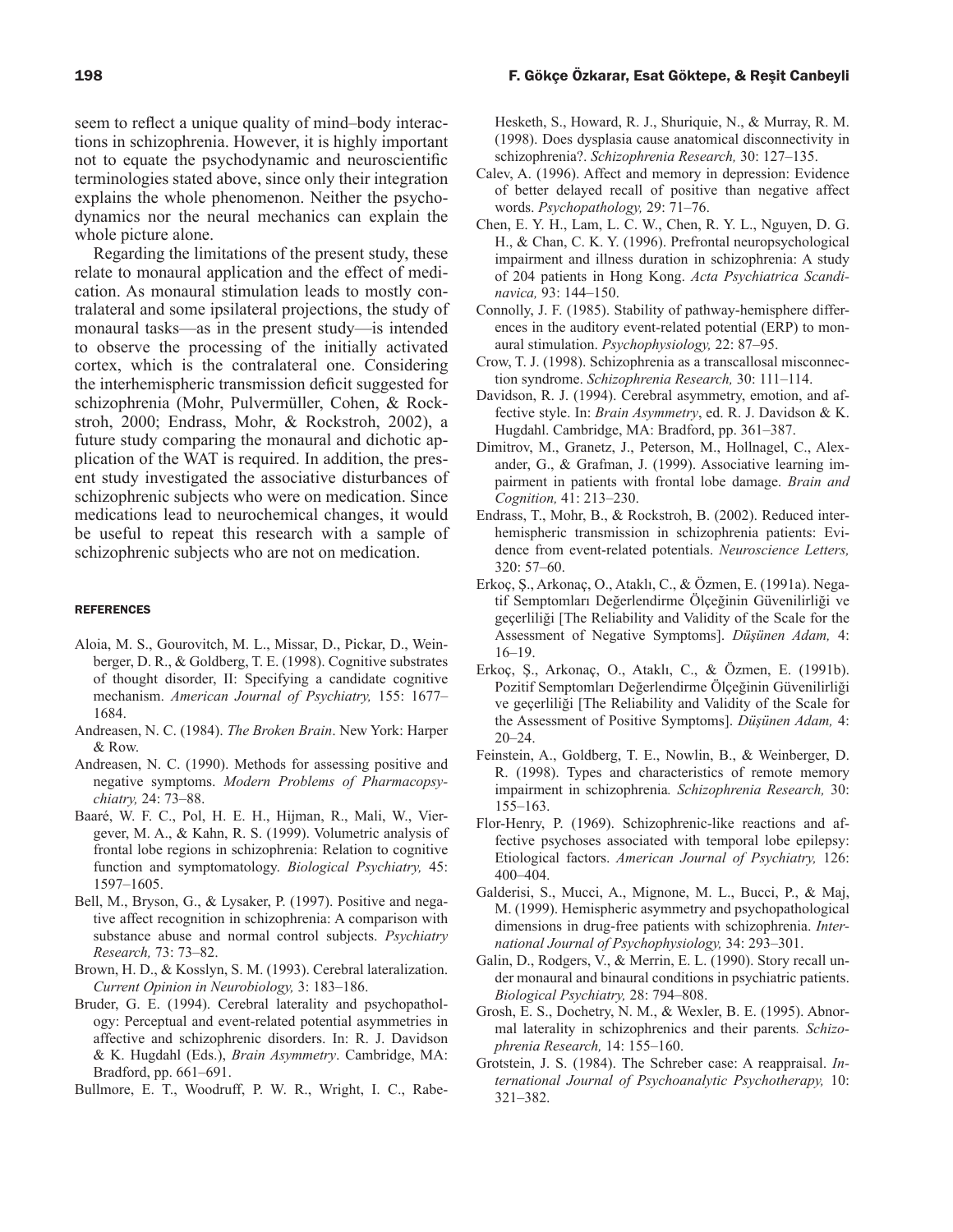seem to reflect a unique quality of mind–body interactions in schizophrenia. However, it is highly important not to equate the psychodynamic and neuroscientific terminologies stated above, since only their integration explains the whole phenomenon. Neither the psychodynamics nor the neural mechanics can explain the whole picture alone.

Regarding the limitations of the present study, these relate to monaural application and the effect of medication. As monaural stimulation leads to mostly contralateral and some ipsilateral projections, the study of monaural tasks—as in the present study—is intended to observe the processing of the initially activated cortex, which is the contralateral one. Considering the interhemispheric transmission deficit suggested for schizophrenia (Mohr, Pulvermüller, Cohen, & Rockstroh, 2000; Endrass, Mohr, & Rockstroh, 2002), a future study comparing the monaural and dichotic application of the WAT is required. In addition, the present study investigated the associative disturbances of schizophrenic subjects who were on medication. Since medications lead to neurochemical changes, it would be useful to repeat this research with a sample of schizophrenic subjects who are not on medication.

## REFERENCES

Aloia, M. S., Gourovitch, M. L., Missar, D., Pickar, D., Weinberger, D. R., & Goldberg, T. E. (1998). Cognitive substrates of thought disorder, II: Specifying a candidate cognitive mechanism. *American Journal of Psychiatry,* 155: 1677–1684.

Andreasen, N. C. (1984). *The Broken Brain*. New York: Harper & Row.

Andreasen, N. C. (1990). Methods for assessing positive and negative symptoms. *Modern Problems of Pharmacopsychiatry,* 24: 73–88.

Baaré, W. F. C., Pol, H. E. H., Hijman, R., Mali, W., Viergever, M. A., & Kahn, R. S. (1999). Volumetric analysis of frontal lobe regions in schizophrenia: Relation to cognitive function and symptomatology. *Biological Psychiatry,* 45: 1597–1605.

Bell, M., Bryson, G., & Lysaker, P. (1997). Positive and negative affect recognition in schizophrenia: A comparison with substance abuse and normal control subjects. *Psychiatry Research,* 73: 73–82.

Brown, H. D., & Kosslyn, S. M. (1993). Cerebral lateralization. *Current Opinion in Neurobiology,* 3: 183–186.

Bruder, G. E. (1994). Cerebral laterality and psychopathology: Perceptual and event-related potential asymmetries in affective and schizophrenic disorders. In: R. J. Davidson & K. Hugdahl (Eds.), *Brain Asymmetry*. Cambridge, MA: Bradford, pp. 661–691.

Bullmore, E. T., Woodruff, P. W. R., Wright, I. C., Rabe-Hesketh, S., Howard, R. J., Shuriquie, N., & Murray, R. M. (1998). Does dysplasia cause anatomical disconnectivity in schizophrenia?. *Schizophrenia Research,* 30: 127–135.

Calev, A. (1996). Affect and memory in depression: Evidence of better delayed recall of positive than negative affect words. *Psychopathology,* 29: 71–76.

Chen, E. Y. H., Lam, L. C. W., Chen, R. Y. L., Nguyen, D. G. H., & Chan, C. K. Y. (1996). Prefrontal neuropsychological impairment and illness duration in schizophrenia: A study of 204 patients in Hong Kong. *Acta Psychiatrica Scandinavica,* 93: 144–150.

Connolly, J. F. (1985). Stability of pathway-hemisphere differences in the auditory event-related potential (ERP) to monaural stimulation. *Psychophysiology,* 22: 87–95.

Crow, T. J. (1998). Schizophrenia as a transcallosal misconnection syndrome. *Schizophrenia Research,* 30: 111–114.

Davidson, R. J. (1994). Cerebral asymmetry, emotion, and affective style. In: *Brain Asymmetry*, ed. R. J. Davidson & K. Hugdahl. Cambridge, MA: Bradford, pp. 361–387.

Dimitrov, M., Granetz, J., Peterson, M., Hollnagel, C., Alexander, G., & Grafman, J. (1999). Associative learning impairment in patients with frontal lobe damage. *Brain and Cognition,* 41: 213–230.

Endrass, T., Mohr, B., & Rockstroh, B. (2002). Reduced interhemispheric transmission in schizophrenia patients: Evidence from event-related potentials. *Neuroscience Letters,* 320: 57–60.

Erkoç, Ş., Arkonaç, O., Ataklı, C., & Özmen, E. (1991a). Negatif Semptomları Değerlendirme Ölçeğinin Güvenilirliği ve geçerliliği [The Reliability and Validity of the Scale for the Assessment of Negative Symptoms]. *Düşünen Adam,* 4: 16–19.

Erkoç, Ş., Arkonaç, O., Ataklı, C., & Özmen, E. (1991b). Pozitif Semptomları Değerlendirme Ölçeğinin Güvenilirliği ve geçerliliği [The Reliability and Validity of the Scale for the Assessment of Positive Symptoms]. *Düşünen Adam,* 4: 20–24.

Feinstein, A., Goldberg, T. E., Nowlin, B., & Weinberger, D. R. (1998). Types and characteristics of remote memory impairment in schizophrenia. *Schizophrenia Research,* 30: 155–163.

Flor-Henry, P. (1969). Schizophrenic-like reactions and affective psychoses associated with temporal lobe epilepsy: Etiological factors. *American Journal of Psychiatry,* 126: 400–404.

Galderisi, S., Mucci, A., Mignone, M. L., Bucci, P., & Maj, M. (1999). Hemispheric asymmetry and psychopathological dimensions in drug-free patients with schizophrenia. *International Journal of Psychophysiology,* 34: 293–301.

Galin, D., Rodgers, V., & Merrin, E. L. (1990). Story recall under monaural and binaural conditions in psychiatric patients. *Biological Psychiatry,* 28: 794–808.

Grosh, E. S., Dochetry, N. M., & Wexler, B. E. (1995). Abnormal laterality in schizophrenics and their parents. *Schizophrenia Research,* 14: 155–160.

Grotstein, J. S. (1984). The Schreber case: A reappraisal. *International Journal of Psychoanalytic Psychotherapy,* 10: 321–382.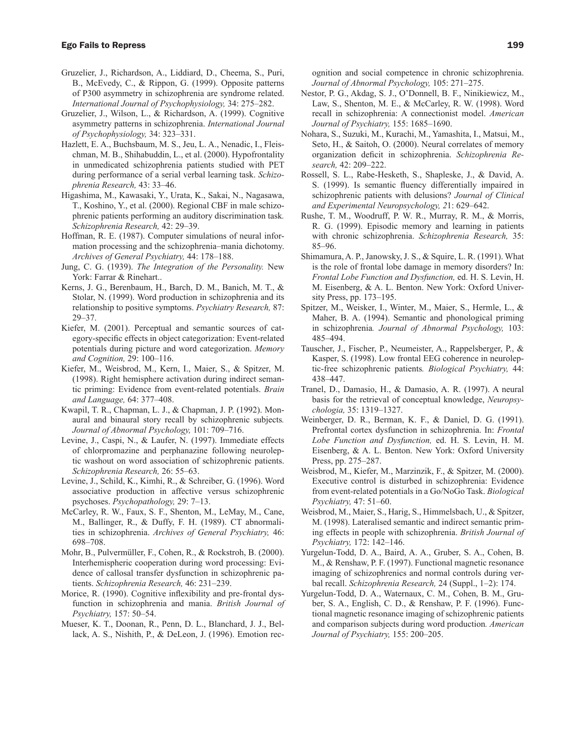Gruzelier, J., Richardson, A., Liddiard, D., Cheema, S., Puri, B., McEvedy, C., & Rippon, G. (1999). Opposite patterns of P300 asymmetry in schizophrenia are syndrome related. *International Journal of Psychophysiology,* 34: 275–282.

Gruzelier, J., Wilson, L., & Richardson, A. (1999). Cognitive asymmetry patterns in schizophrenia. *International Journal of Psychophysiology,* 34: 323–331.

Hazlett, E. A., Buchsbaum, M. S., Jeu, L. A., Nenadic, I., Fleischman, M. B., Shihabuddin, L., et al. (2000). Hypofrontality in unmedicated schizophrenia patients studied with PET during performance of a serial verbal learning task. *Schizophrenia Research,* 43: 33–46.

Higashima, M., Kawasaki, Y., Urata, K., Sakai, N., Nagasawa, T., Koshino, Y., et al. (2000). Regional CBF in male schizophrenic patients performing an auditory discrimination task. *Schizophrenia Research,* 42: 29–39.

Hoffman, R. E. (1987). Computer simulations of neural information processing and the schizophrenia–mania dichotomy. *Archives of General Psychiatry,* 44: 178–188.

Jung, C. G. (1939). *The Integration of the Personality.* New York: Farrar & Rinehart..

Kerns, J. G., Berenbaum, H., Barch, D. M., Banich, M. T., & Stolar, N. (1999). Word production in schizophrenia and its relationship to positive symptoms. *Psychiatry Research,* 87: 29–37.

Kiefer, M. (2001). Perceptual and semantic sources of category-specific effects in object categorization: Event-related potentials during picture and word categorization. *Memory and Cognition,* 29: 100–116.

Kiefer, M., Weisbrod, M., Kern, I., Maier, S., & Spitzer, M. (1998). Right hemisphere activation during indirect semantic priming: Evidence from event-related potentials. *Brain and Language,* 64: 377–408.

Kwapil, T. R., Chapman, L. J., & Chapman, J. P. (1992). Monaural and binaural story recall by schizophrenic subjects. *Journal of Abnormal Psychology,* 101: 709–716.

Levine, J., Caspi, N., & Laufer, N. (1997). Immediate effects of chlorpromazine and perphanazine following neuroleptic washout on word association of schizophrenic patients. *Schizophrenia Research,* 26: 55–63.

Levine, J., Schild, K., Kimhi, R., & Schreiber, G. (1996). Word associative production in affective versus schizophrenic psychoses. *Psychopathology,* 29: 7–13.

McCarley, R. W., Faux, S. F., Shenton, M., LeMay, M., Cane, M., Ballinger, R., & Duffy, F. H. (1989). CT abnormalities in schizophrenia. *Archives of General Psychiatry,* 46: 698–708.

Mohr, B., Pulvermüller, F., Cohen, R., & Rockstroh, B. (2000). Interhemispheric cooperation during word processing: Evidence of callosal transfer dysfunction in schizophrenic patients. *Schizophrenia Research,* 46: 231–239.

Morice, R. (1990). Cognitive inflexibility and pre-frontal dysfunction in schizophrenia and mania. *British Journal of Psychiatry,* 157: 50–54.

Mueser, K. T., Doonan, R., Penn, D. L., Blanchard, J. J., Bellack, A. S., Nishith, P., & DeLeon, J. (1996). Emotion recognition and social competence in chronic schizophrenia. *Journal of Abnormal Psychology,* 105: 271–275.

Nestor, P. G., Akdag, S. J., O'Donnell, B. F., Ninikiewicz, M., Law, S., Shenton, M. E., & McCarley, R. W. (1998). Word recall in schizophrenia: A connectionist model. *American Journal of Psychiatry,* 155: 1685–1690.

Nohara, S., Suzuki, M., Kurachi, M., Yamashita, I., Matsui, M., Seto, H., & Saitoh, O. (2000). Neural correlates of memory organization deficit in schizophrenia. *Schizophrenia Research,* 42: 209–222.

Rossell, S. L., Rabe-Hesketh, S., Shapleske, J., & David, A. S. (1999). Is semantic fluency differentially impaired in schizophrenic patients with delusions? *Journal of Clinical and Experimental Neuropsychology, 2*1: 629–642.

Rushe, T. M., Woodruff, P. W. R., Murray, R. M., & Morris, R. G. (1999). Episodic memory and learning in patients with chronic schizophrenia. *Schizophrenia Research,* 35: 85–96.

Shimamura, A. P., Janowsky, J. S., & Squire, L. R. (1991). What is the role of frontal lobe damage in memory disorders? In: *Frontal Lobe Function and Dysfunction,* ed. H. S. Levin, H. M. Eisenberg, & A. L. Benton. New York: Oxford University Press, pp. 173–195.

Spitzer, M., Weisker, I., Winter, M., Maier, S., Hermle, L., & Maher, B. A. (1994). Semantic and phonological priming in schizophrenia*. Journal of Abnormal Psychology,* 103: 485–494.

Tauscher, J., Fischer, P., Neumeister, A., Rappelsberger, P., & Kasper, S. (1998). Low frontal EEG coherence in neuroleptic-free schizophrenic patients*. Biological Psychiatry,* 44: 438–447.

Tranel, D., Damasio, H., & Damasio, A. R. (1997). A neural basis for the retrieval of conceptual knowledge, *Neuropsychologia,* 35: 1319–1327.

Weinberger, D. R., Berman, K. F., & Daniel, D. G. (1991). Prefrontal cortex dysfunction in schizophrenia. In: *Frontal Lobe Function and Dysfunction,* ed. H. S. Levin, H. M. Eisenberg, & A. L. Benton. New York: Oxford University Press, pp. 275–287.

Weisbrod, M., Kiefer, M., Marzinzik, F., & Spitzer, M. (2000). Executive control is disturbed in schizophrenia: Evidence from event-related potentials in a Go/NoGo Task. *Biological Psychiatry,* 47: 51–60.

Weisbrod, M., Maier, S., Harig, S., Himmelsbach, U., & Spitzer, M. (1998). Lateralised semantic and indirect semantic priming effects in people with schizophrenia. *British Journal of Psychiatry,* 172: 142–146.

Yurgelun-Todd, D. A., Baird, A. A., Gruber, S. A., Cohen, B. M., & Renshaw, P. F. (1997). Functional magnetic resonance imaging of schizophrenics and normal controls during verbal recall. *Schizophrenia Research,* 24 (Suppl., 1–2): 174.

Yurgelun-Todd, D. A., Waternaux, C. M., Cohen, B. M., Gruber, S. A., English, C. D., & Renshaw, P. F. (1996). Functional magnetic resonance imaging of schizophrenic patients and comparison subjects during word production*. American Journal of Psychiatry,* 155: 200–205.